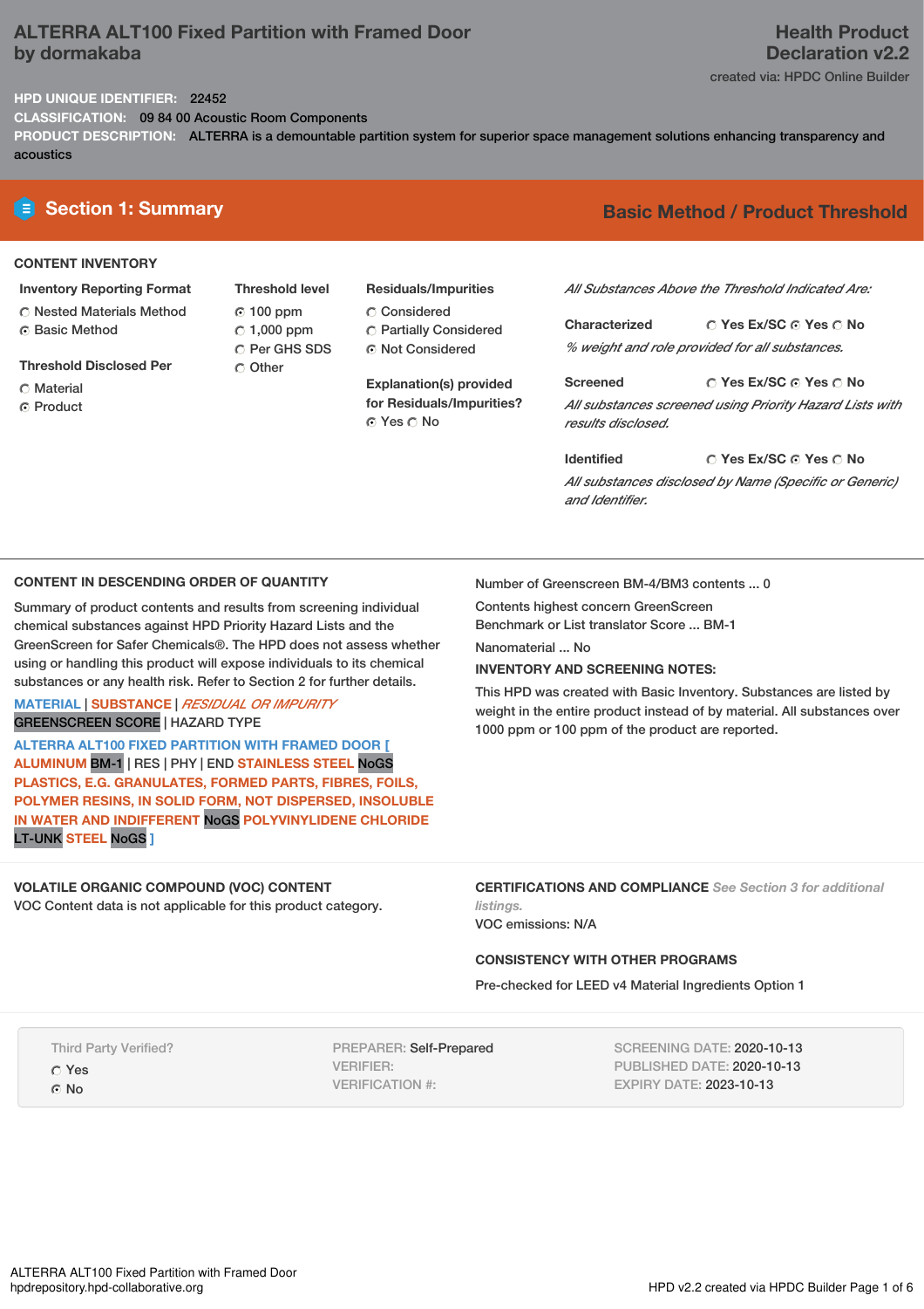# ALTERRA ALT100 Fixed Partition with Framed Door by dormakaba

**Health Product Declaration v2.2**

created via: HPDC Online Builder

**HPD UNIQUE IDENTIFIER:** 22452

**CLASSIFICATION:** 09 84 00 Acoustic Room Components

**PRODUCT DESCRIPTION:** ALTERRA is a demountable partition system for superior space management solutions enhancing transparency and acoustics

## Section 1: Summary

**Basic Method / Product Threshold**

### CONTENT INVENTORY

**Inventory Reporting Format**

- ○ Nested Materials Method
- ◉ Basic Method

**Threshold Disclosed Per**

- ○ Material
- ◉ Product

**Threshold level**

- ◉ 100 ppm
- ○ 1,000 ppm
- ○ Per GHS SDS
- ○ Other

**Residuals/Impurities**

- ○ Considered
- ○ Partially Considered
- ◉ Not Considered

**Explanation(s) provided for Residuals/Impurities?**

◉ Yes ○ No

*All Substances Above the Threshold Indicated Are:*

**Characterized** ○ Yes Ex/SC ◉ Yes ○ No

*% weight and role provided for all substances.*

**Screened** ○ Yes Ex/SC ◉ Yes ○ No

*All substances screened using Priority Hazard Lists with results disclosed.*

**Identified** ○ Yes Ex/SC ◉ Yes ○ No

*All substances disclosed by Name (Specific or Generic) and Identifier.*

### CONTENT IN DESCENDING ORDER OF QUANTITY

Summary of product contents and results from screening individual chemical substances against HPD Priority Hazard Lists and the GreenScreen for Safer Chemicals®. The HPD does not assess whether using or handling this product will expose individuals to its chemical substances or any health risk. Refer to Section 2 for further details.

MATERIAL | SUBSTANCE | *RESIDUAL OR IMPURITY*
GREENSCREEN SCORE | HAZARD TYPE

**ALTERRA ALT100 FIXED PARTITION WITH FRAMED DOOR [ ALUMINUM** BM-1 | RES | PHY | END **STAINLESS STEEL** NoGS **PLASTICS, E.G. GRANULATES, FORMED PARTS, FIBRES, FOILS, POLYMER RESINS, IN SOLID FORM, NOT DISPERSED, INSOLUBLE IN WATER AND INDIFFERENT** NoGS **POLYVINYLIDENE CHLORIDE** LT-UNK **STEEL** NoGS **]**

Number of Greenscreen BM-4/BM3 contents ... 0

Contents highest concern GreenScreen Benchmark or List translator Score ... BM-1

Nanomaterial ... No

**INVENTORY AND SCREENING NOTES:**

This HPD was created with Basic Inventory. Substances are listed by weight in the entire product instead of by material. All substances over 1000 ppm or 100 ppm of the product are reported.

### VOLATILE ORGANIC COMPOUND (VOC) CONTENT

VOC Content data is not applicable for this product category.

### CERTIFICATIONS AND COMPLIANCE *See Section 3 for additional listings.*

VOC emissions: N/A

### CONSISTENCY WITH OTHER PROGRAMS

Pre-checked for LEED v4 Material Ingredients Option 1

Third Party Verified?

- ○ Yes
- ◉ No

PREPARER: Self-Prepared
VERIFIER:
VERIFICATION #:

SCREENING DATE: 2020-10-13
PUBLISHED DATE: 2020-10-13
EXPIRY DATE: 2023-10-13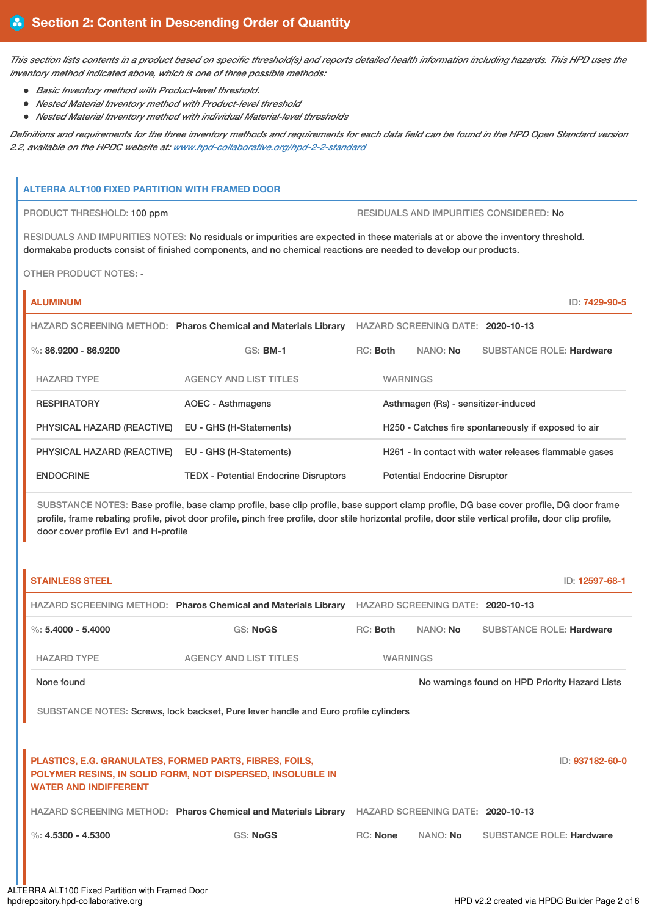## Section 2: Content in Descending Order of Quantity

*This section lists contents in a product based on specific threshold(s) and reports detailed health information including hazards. This HPD uses the inventory method indicated above, which is one of three possible methods:*

- *Basic Inventory method with Product-level threshold.*
- *Nested Material Inventory method with Product-level threshold*
- *Nested Material Inventory method with individual Material-level thresholds*

*Definitions and requirements for the three inventory methods and requirements for each data field can be found in the HPD Open Standard version 2.2, available on the HPDC website at: www.hpd-collaborative.org/hpd-2-2-standard*

### ALTERRA ALT100 FIXED PARTITION WITH FRAMED DOOR

PRODUCT THRESHOLD: 100 ppm

RESIDUALS AND IMPURITIES CONSIDERED: No

RESIDUALS AND IMPURITIES NOTES: No residuals or impurities are expected in these materials at or above the inventory threshold. dormakaba products consist of finished components, and no chemical reactions are needed to develop our products.

OTHER PRODUCT NOTES: -

#### ALUMINUM

ID: 7429-90-5

HAZARD SCREENING METHOD: **Pharos Chemical and Materials Library** HAZARD SCREENING DATE: **2020-10-13**

%: **86.9200 - 86.9200** GS: **BM-1** RC: **Both** NANO: **No** SUBSTANCE ROLE: **Hardware**

| HAZARD TYPE | AGENCY AND LIST TITLES | WARNINGS |
|---|---|---|
| RESPIRATORY | AOEC - Asthmagens | Asthmagen (Rs) - sensitizer-induced |
| PHYSICAL HAZARD (REACTIVE) | EU - GHS (H-Statements) | H250 - Catches fire spontaneously if exposed to air |
| PHYSICAL HAZARD (REACTIVE) | EU - GHS (H-Statements) | H261 - In contact with water releases flammable gases |
| ENDOCRINE | TEDX - Potential Endocrine Disruptors | Potential Endocrine Disruptor |

SUBSTANCE NOTES: Base profile, base clamp profile, base clip profile, base support clamp profile, DG base cover profile, DG door frame profile, frame rebating profile, pivot door profile, pinch free profile, door stile horizontal profile, door stile vertical profile, door clip profile, door cover profile Ev1 and H-profile

#### STAINLESS STEEL

ID: 12597-68-1

HAZARD SCREENING METHOD: **Pharos Chemical and Materials Library** HAZARD SCREENING DATE: **2020-10-13**

%: **5.4000 - 5.4000** GS: **NoGS** RC: **Both** NANO: **No** SUBSTANCE ROLE: **Hardware**

| HAZARD TYPE | AGENCY AND LIST TITLES | WARNINGS |
|---|---|---|
| None found | | No warnings found on HPD Priority Hazard Lists |

SUBSTANCE NOTES: Screws, lock backset, Pure lever handle and Euro profile cylinders

#### PLASTICS, E.G. GRANULATES, FORMED PARTS, FIBRES, FOILS, POLYMER RESINS, IN SOLID FORM, NOT DISPERSED, INSOLUBLE IN WATER AND INDIFFERENT

ID: 937182-60-0

HAZARD SCREENING METHOD: **Pharos Chemical and Materials Library** HAZARD SCREENING DATE: **2020-10-13**

%: **4.5300 - 4.5300** GS: **NoGS** RC: **None** NANO: **No** SUBSTANCE ROLE: **Hardware**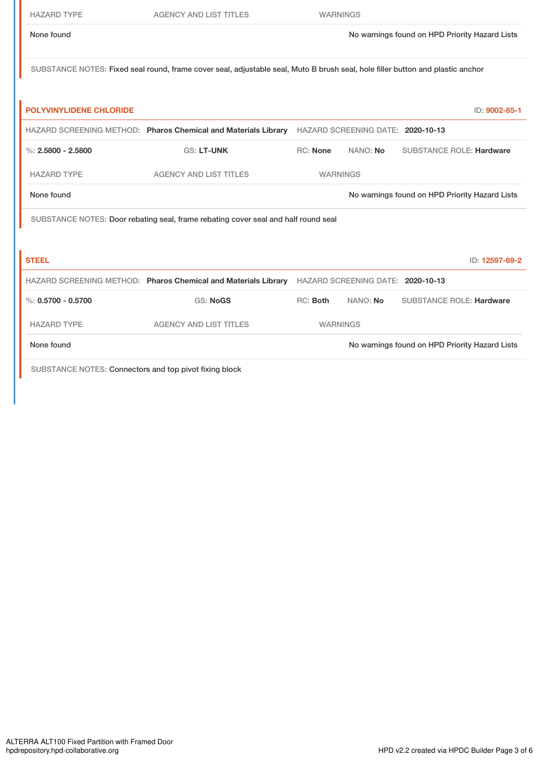| HAZARD TYPE | AGENCY AND LIST TITLES | WARNINGS |
|---|---|---|
| None found | | No warnings found on HPD Priority Hazard Lists |

SUBSTANCE NOTES: Fixed seal round, frame cover seal, adjustable seal, Muto B brush seal, hole filler button and plastic anchor

### POLYVINYLIDENE CHLORIDE

ID: 9002-85-1

HAZARD SCREENING METHOD: **Pharos Chemical and Materials Library** HAZARD SCREENING DATE: **2020-10-13**

%: **2.5800 - 2.5800** GS: **LT-UNK** RC: **None** NANO: **No** SUBSTANCE ROLE: **Hardware**

| HAZARD TYPE | AGENCY AND LIST TITLES | WARNINGS |
|---|---|---|
| None found | | No warnings found on HPD Priority Hazard Lists |

SUBSTANCE NOTES: Door rebating seal, frame rebating cover seal and half round seal

### STEEL

ID: 12597-69-2

HAZARD SCREENING METHOD: **Pharos Chemical and Materials Library** HAZARD SCREENING DATE: **2020-10-13**

%: **0.5700 - 0.5700** GS: **NoGS** RC: **Both** NANO: **No** SUBSTANCE ROLE: **Hardware**

| HAZARD TYPE | AGENCY AND LIST TITLES | WARNINGS |
|---|---|---|
| None found | | No warnings found on HPD Priority Hazard Lists |

SUBSTANCE NOTES: Connectors and top pivot fixing block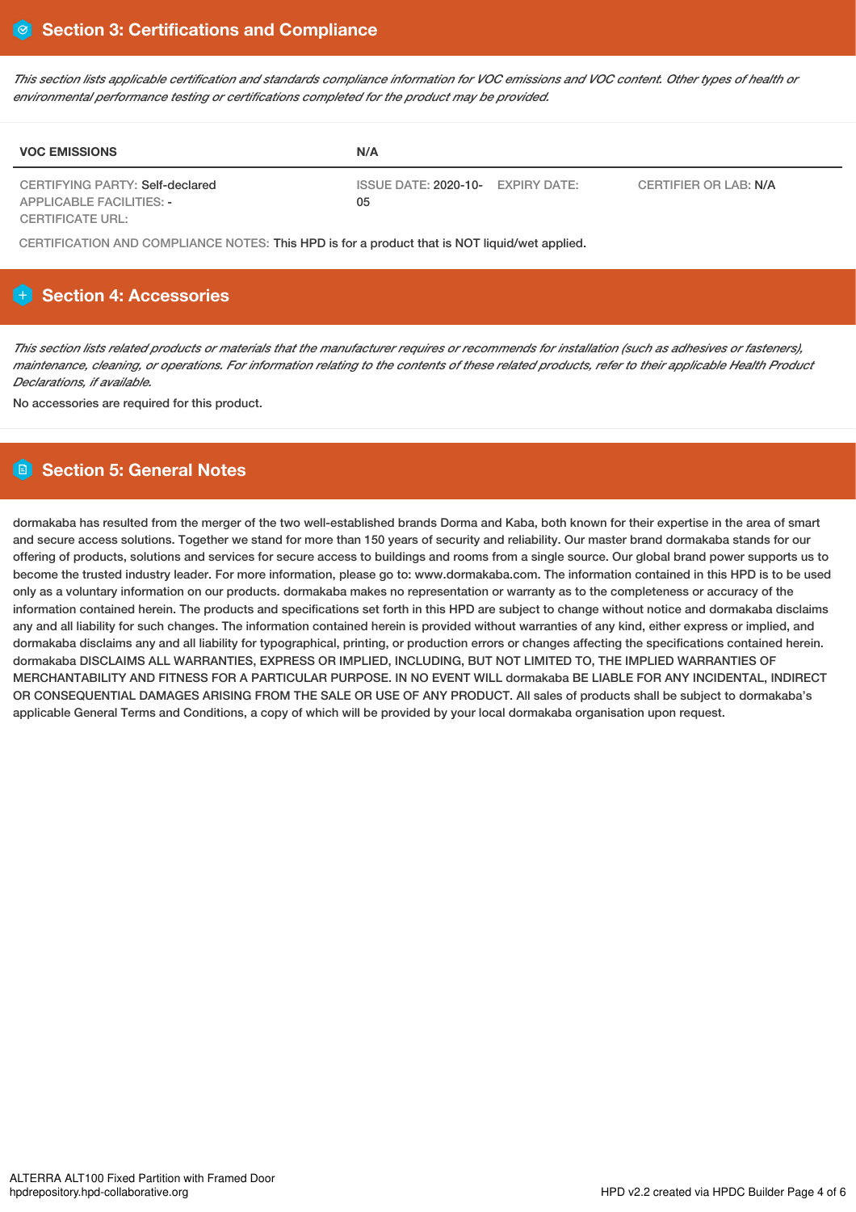## Section 3: Certifications and Compliance

*This section lists applicable certification and standards compliance information for VOC emissions and VOC content. Other types of health or environmental performance testing or certifications completed for the product may be provided.*

| VOC EMISSIONS | N/A | | |
|---|---|---|---|
| CERTIFYING PARTY: Self-declared<br>APPLICABLE FACILITIES: -<br>CERTIFICATE URL: | ISSUE DATE: 2020-10-05 | EXPIRY DATE: | CERTIFIER OR LAB: N/A |

CERTIFICATION AND COMPLIANCE NOTES: This HPD is for a product that is NOT liquid/wet applied.

## Section 4: Accessories

*This section lists related products or materials that the manufacturer requires or recommends for installation (such as adhesives or fasteners), maintenance, cleaning, or operations. For information relating to the contents of these related products, refer to their applicable Health Product Declarations, if available.*

No accessories are required for this product.

## Section 5: General Notes

dormakaba has resulted from the merger of the two well-established brands Dorma and Kaba, both known for their expertise in the area of smart and secure access solutions. Together we stand for more than 150 years of security and reliability. Our master brand dormakaba stands for our offering of products, solutions and services for secure access to buildings and rooms from a single source. Our global brand power supports us to become the trusted industry leader. For more information, please go to: www.dormakaba.com. The information contained in this HPD is to be used only as a voluntary information on our products. dormakaba makes no representation or warranty as to the completeness or accuracy of the information contained herein. The products and specifications set forth in this HPD are subject to change without notice and dormakaba disclaims any and all liability for such changes. The information contained herein is provided without warranties of any kind, either express or implied, and dormakaba disclaims any and all liability for typographical, printing, or production errors or changes affecting the specifications contained herein. dormakaba DISCLAIMS ALL WARRANTIES, EXPRESS OR IMPLIED, INCLUDING, BUT NOT LIMITED TO, THE IMPLIED WARRANTIES OF MERCHANTABILITY AND FITNESS FOR A PARTICULAR PURPOSE. IN NO EVENT WILL dormakaba BE LIABLE FOR ANY INCIDENTAL, INDIRECT OR CONSEQUENTIAL DAMAGES ARISING FROM THE SALE OR USE OF ANY PRODUCT. All sales of products shall be subject to dormakaba's applicable General Terms and Conditions, a copy of which will be provided by your local dormakaba organisation upon request.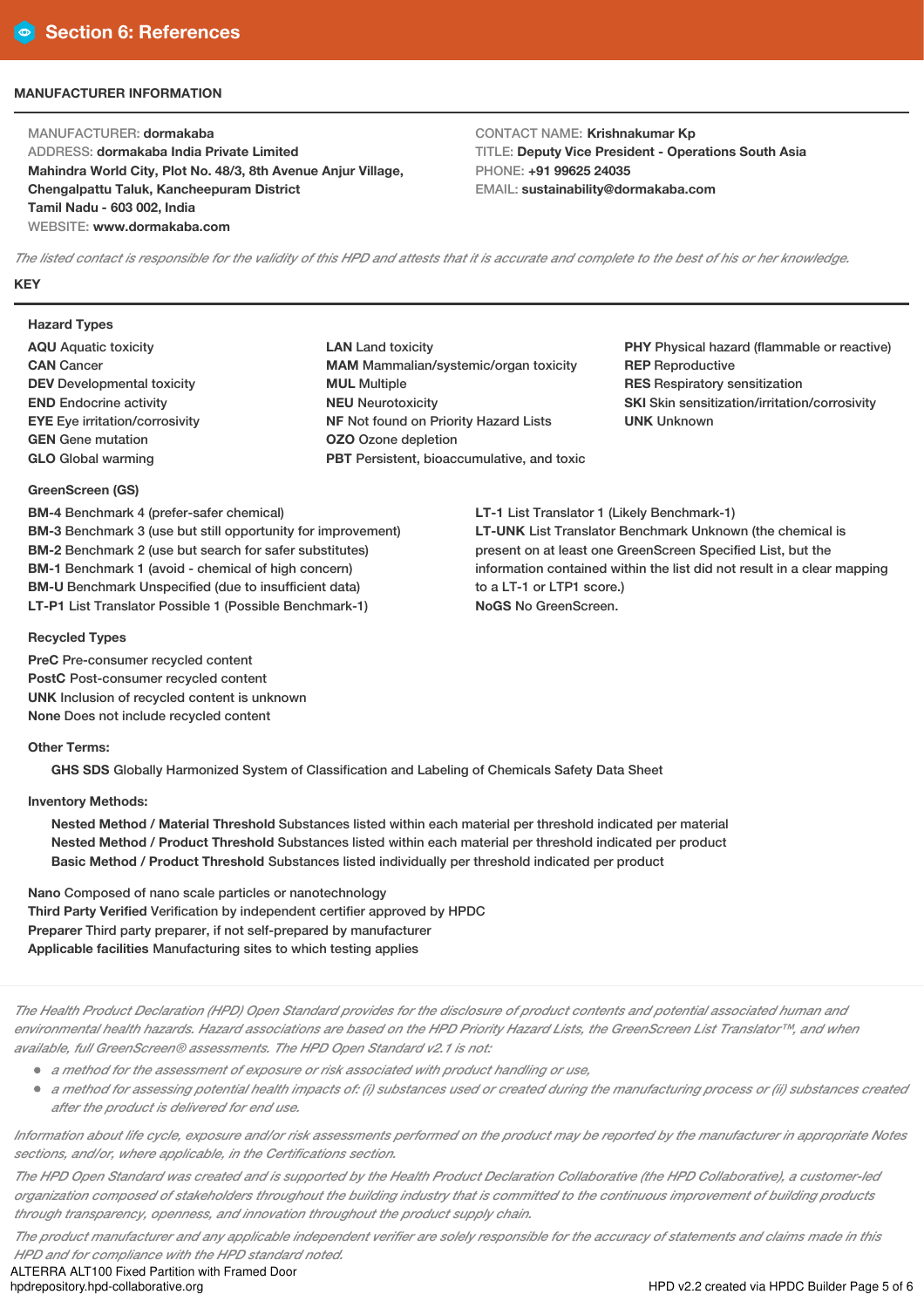## Section 6: References

### MANUFACTURER INFORMATION

MANUFACTURER: **dormakaba**
ADDRESS: **dormakaba India Private Limited**
**Mahindra World City, Plot No. 48/3, 8th Avenue Anjur Village,**
**Chengalpattu Taluk, Kancheepuram District**
**Tamil Nadu - 603 002, India**
WEBSITE: **www.dormakaba.com**

CONTACT NAME: **Krishnakumar Kp**
TITLE: **Deputy Vice President - Operations South Asia**
PHONE: **+91 99625 24035**
EMAIL: **sustainability@dormakaba.com**

*The listed contact is responsible for the validity of this HPD and attests that it is accurate and complete to the best of his or her knowledge.*

### KEY

**Hazard Types**

**AQU** Aquatic toxicity
**CAN** Cancer
**DEV** Developmental toxicity
**END** Endocrine activity
**EYE** Eye irritation/corrosivity
**GEN** Gene mutation
**GLO** Global warming
**LAN** Land toxicity
**MAM** Mammalian/systemic/organ toxicity
**MUL** Multiple
**NEU** Neurotoxicity
**NF** Not found on Priority Hazard Lists
**OZO** Ozone depletion
**PBT** Persistent, bioaccumulative, and toxic
**PHY** Physical hazard (flammable or reactive)
**REP** Reproductive
**RES** Respiratory sensitization
**SKI** Skin sensitization/irritation/corrosivity
**UNK** Unknown

**GreenScreen (GS)**

**BM-4** Benchmark 4 (prefer-safer chemical)
**BM-3** Benchmark 3 (use but still opportunity for improvement)
**BM-2** Benchmark 2 (use but search for safer substitutes)
**BM-1** Benchmark 1 (avoid - chemical of high concern)
**BM-U** Benchmark Unspecified (due to insufficient data)
**LT-P1** List Translator Possible 1 (Possible Benchmark-1)
**LT-1** List Translator 1 (Likely Benchmark-1)
**LT-UNK** List Translator Benchmark Unknown (the chemical is present on at least one GreenScreen Specified List, but the information contained within the list did not result in a clear mapping to a LT-1 or LTP1 score.)
**NoGS** No GreenScreen.

**Recycled Types**

**PreC** Pre-consumer recycled content
**PostC** Post-consumer recycled content
**UNK** Inclusion of recycled content is unknown
**None** Does not include recycled content

**Other Terms:**

**GHS SDS** Globally Harmonized System of Classification and Labeling of Chemicals Safety Data Sheet

**Inventory Methods:**

**Nested Method / Material Threshold** Substances listed within each material per threshold indicated per material
**Nested Method / Product Threshold** Substances listed within each material per threshold indicated per product
**Basic Method / Product Threshold** Substances listed individually per threshold indicated per product

**Nano** Composed of nano scale particles or nanotechnology
**Third Party Verified** Verification by independent certifier approved by HPDC
**Preparer** Third party preparer, if not self-prepared by manufacturer
**Applicable facilities** Manufacturing sites to which testing applies

*The Health Product Declaration (HPD) Open Standard provides for the disclosure of product contents and potential associated human and environmental health hazards. Hazard associations are based on the HPD Priority Hazard Lists, the GreenScreen List Translator™, and when available, full GreenScreen® assessments. The HPD Open Standard v2.1 is not:*

- *a method for the assessment of exposure or risk associated with product handling or use,*
- *a method for assessing potential health impacts of: (i) substances used or created during the manufacturing process or (ii) substances created after the product is delivered for end use.*

*Information about life cycle, exposure and/or risk assessments performed on the product may be reported by the manufacturer in appropriate Notes sections, and/or, where applicable, in the Certifications section.*

*The HPD Open Standard was created and is supported by the Health Product Declaration Collaborative (the HPD Collaborative), a customer-led organization composed of stakeholders throughout the building industry that is committed to the continuous improvement of building products through transparency, openness, and innovation throughout the product supply chain.*

*The product manufacturer and any applicable independent verifier are solely responsible for the accuracy of statements and claims made in this HPD and for compliance with the HPD standard noted.*